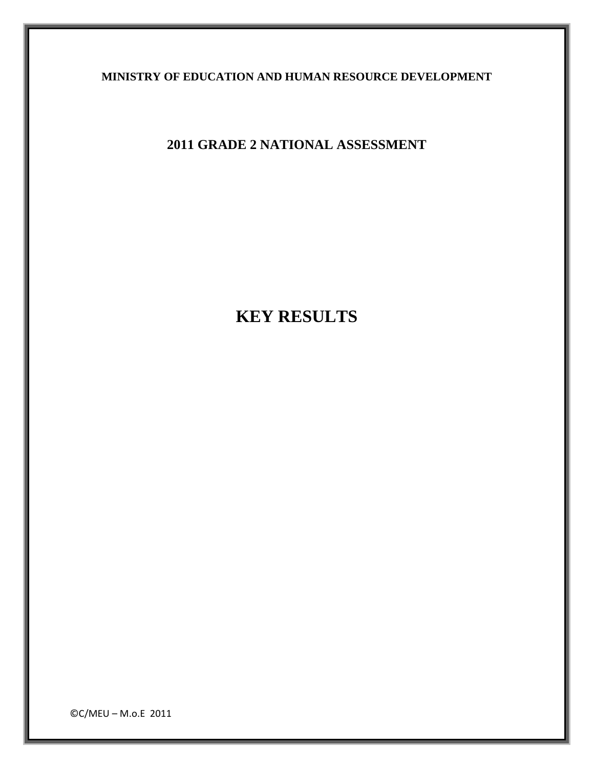**MINISTRY OF EDUCATION AND HUMAN RESOURCE DEVELOPMENT**

**2011 GRADE 2 NATIONAL ASSESSMENT**

# KEY RESULTS

©C/MEU – M.o.E 2011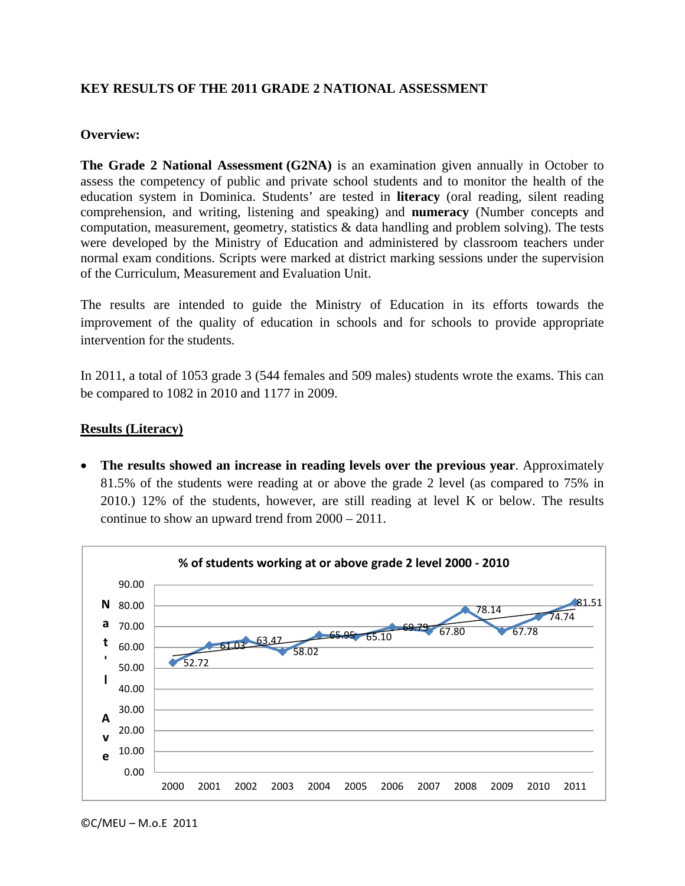**KEY RESULTS OF THE 2011 GRADE 2 NATIONAL ASSESSMENT**

**Overview:**

**The Grade 2 National Assessment (G2NA)** is an examination given annually in October to assess the competency of public and private school students and to monitor the health of the education system in Dominica. Students' are tested in **literacy** (oral reading, silent reading comprehension, and writing, listening and speaking) and **numeracy** (Number concepts and computation, measurement, geometry, statistics & data handling and problem solving). The tests were developed by the Ministry of Education and administered by classroom teachers under normal exam conditions. Scripts were marked at district marking sessions under the supervision of the Curriculum, Measurement and Evaluation Unit.

The results are intended to guide the Ministry of Education in its efforts towards the improvement of the quality of education in schools and for schools to provide appropriate intervention for the students.

In 2011, a total of 1053 grade 3 (544 females and 509 males) students wrote the exams. This can be compared to 1082 in 2010 and 1177 in 2009.

**Results (Literacy)**

- **The results showed an increase in reading levels over the previous year**. Approximately 81.5% of the students were reading at or above the grade 2 level (as compared to 75% in 2010.) 12% of the students, however, are still reading at level K or below. The results continue to show an upward trend from 2000 – 2011.

**% of students working at or above grade 2 level 2000 - 2010**

| Year | Nat'l Ave |
|---|---|
| 2000 | 52.72 |
| 2001 | 61.03 |
| 2002 | 63.47 |
| 2003 | 58.02 |
| 2004 | 65.95 |
| 2005 | 65.10 |
| 2006 | 69.79 |
| 2007 | 67.80 |
| 2008 | 78.14 |
| 2009 | 67.78 |
| 2010 | 74.74 |
| 2011 | 81.51 |

©C/MEU – M.o.E 2011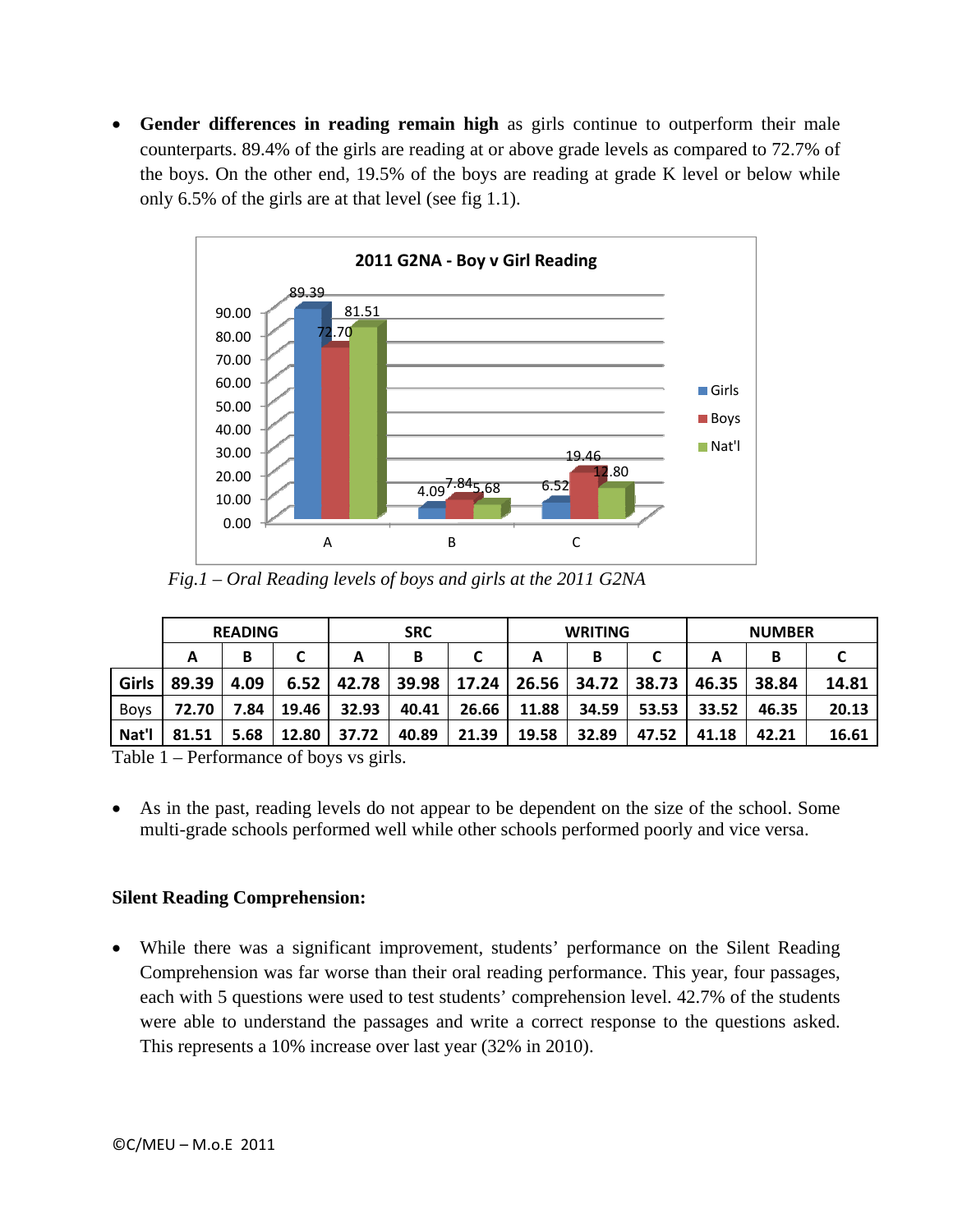- **Gender differences in reading remain high** as girls continue to outperform their male counterparts. 89.4% of the girls are reading at or above grade levels as compared to 72.7% of the boys. On the other end, 19.5% of the boys are reading at grade K level or below while only 6.5% of the girls are at that level (see fig 1.1).

*Fig.1 – Oral Reading levels of boys and girls at the 2011 G2NA*

| | READING | | | SRC | | | WRITING | | | NUMBER | | |
|---|---|---|---|---|---|---|---|---|---|---|---|---|
| | A | B | C | A | B | C | A | B | C | A | B | C |
| **Girls** | 89.39 | 4.09 | 6.52 | 42.78 | 39.98 | 17.24 | 26.56 | 34.72 | 38.73 | 46.35 | 38.84 | 14.81 |
| Boys | 72.70 | 7.84 | 19.46 | 32.93 | 40.41 | 26.66 | 11.88 | 34.59 | 53.53 | 33.52 | 46.35 | 20.13 |
| Nat'l | 81.51 | 5.68 | 12.80 | 37.72 | 40.89 | 21.39 | 19.58 | 32.89 | 47.52 | 41.18 | 42.21 | 16.61 |

Table 1 – Performance of boys vs girls.

- As in the past, reading levels do not appear to be dependent on the size of the school. Some multi-grade schools performed well while other schools performed poorly and vice versa.

**Silent Reading Comprehension:**

- While there was a significant improvement, students' performance on the Silent Reading Comprehension was far worse than their oral reading performance. This year, four passages, each with 5 questions were used to test students' comprehension level. 42.7% of the students were able to understand the passages and write a correct response to the questions asked. This represents a 10% increase over last year (32% in 2010).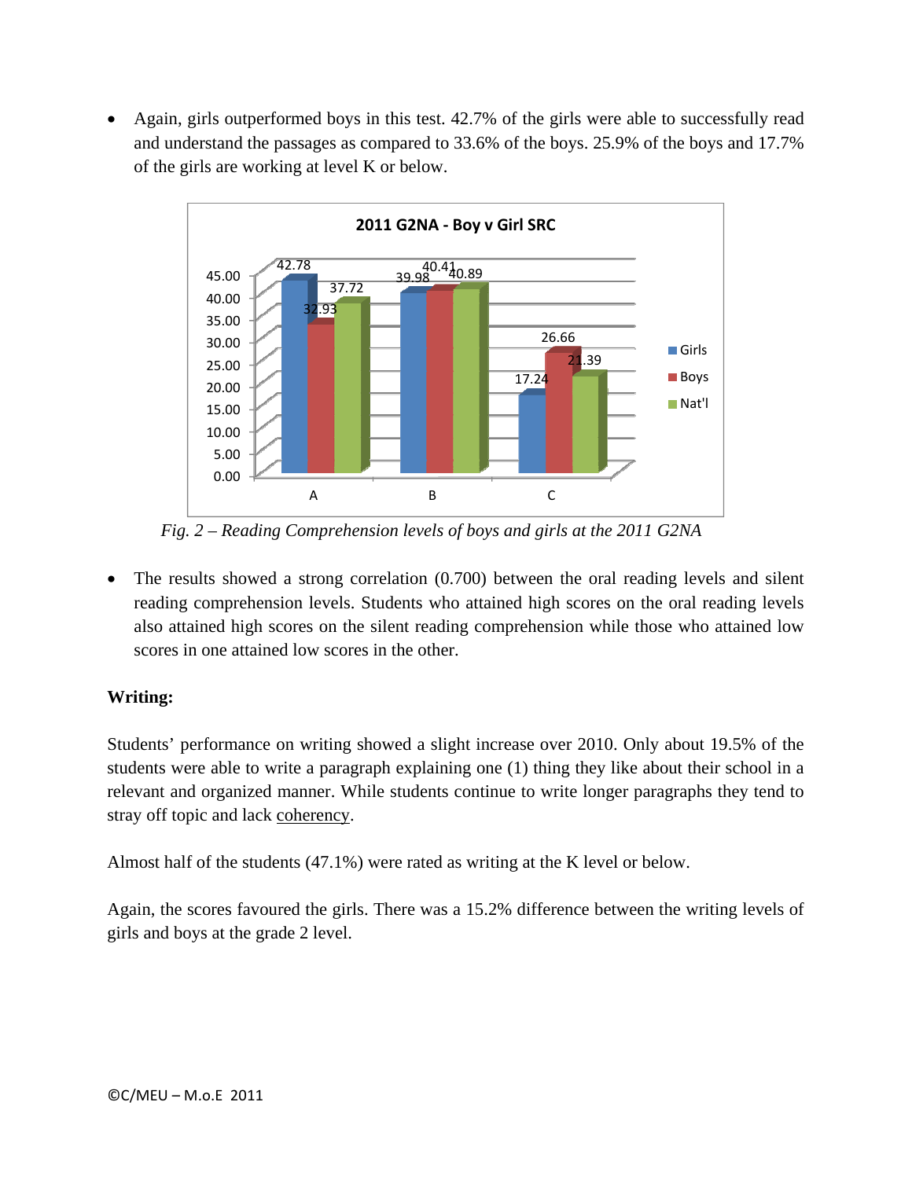- Again, girls outperformed boys in this test. 42.7% of the girls were able to successfully read and understand the passages as compared to 33.6% of the boys. 25.9% of the boys and 17.7% of the girls are working at level K or below.

**2011 G2NA - Boy v Girl SRC**

| | A | B | C |
|---|---|---|---|
| Girls | 42.78 | 39.98 | 17.24 |
| Boys | 32.93 | 40.41 | 26.66 |
| Nat'l | 37.72 | 40.89 | 21.39 |

*Fig. 2 – Reading Comprehension levels of boys and girls at the 2011 G2NA*

- The results showed a strong correlation (0.700) between the oral reading levels and silent reading comprehension levels. Students who attained high scores on the oral reading levels also attained high scores on the silent reading comprehension while those who attained low scores in one attained low scores in the other.

**Writing:**

Students' performance on writing showed a slight increase over 2010. Only about 19.5% of the students were able to write a paragraph explaining one (1) thing they like about their school in a relevant and organized manner. While students continue to write longer paragraphs they tend to stray off topic and lack coherency.

Almost half of the students (47.1%) were rated as writing at the K level or below.

Again, the scores favoured the girls. There was a 15.2% difference between the writing levels of girls and boys at the grade 2 level.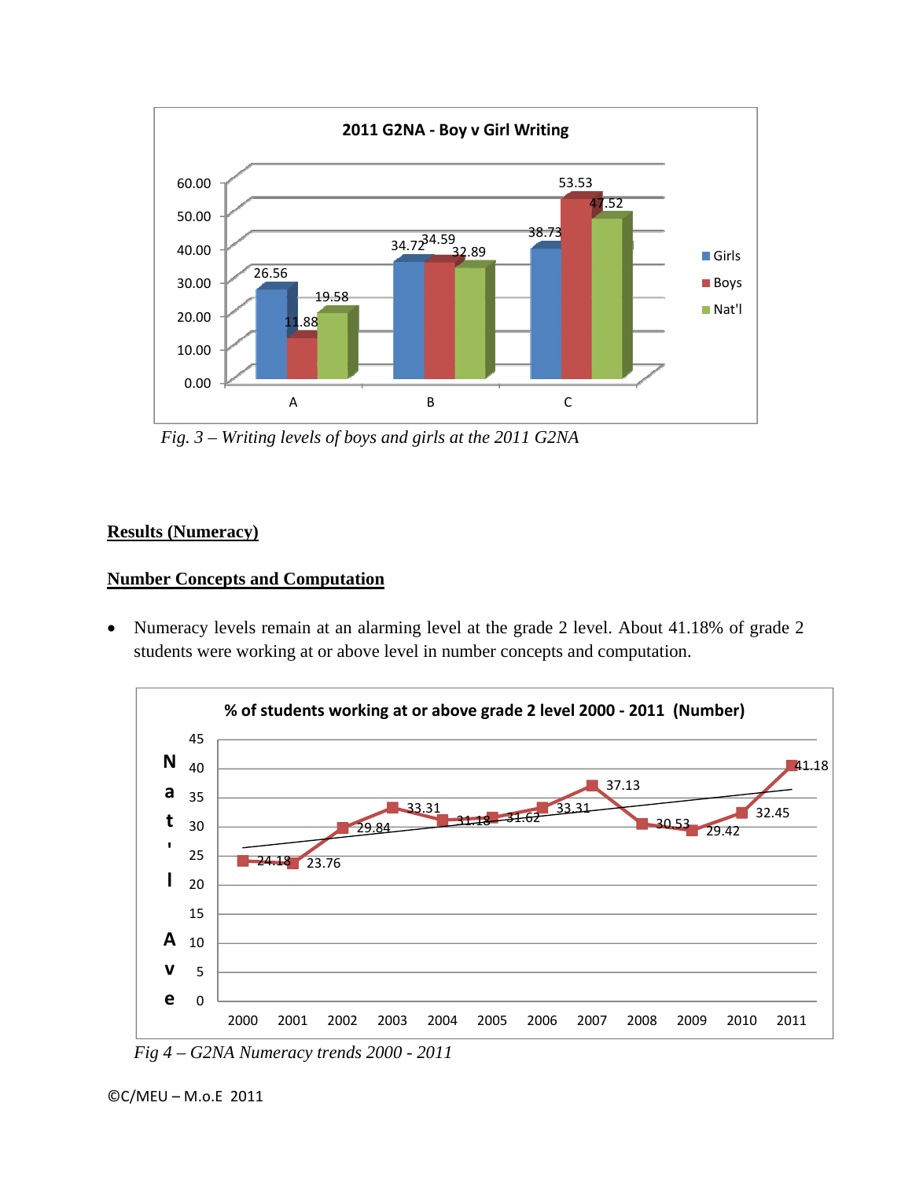Fig. 3 – Writing levels of boys and girls at the 2011 G2NA

**Results (Numeracy)**

**Number Concepts and Computation**

- Numeracy levels remain at an alarming level at the grade 2 level. About 41.18% of grade 2 students were working at or above level in number concepts and computation.

Fig 4 – G2NA Numeracy trends 2000 - 2011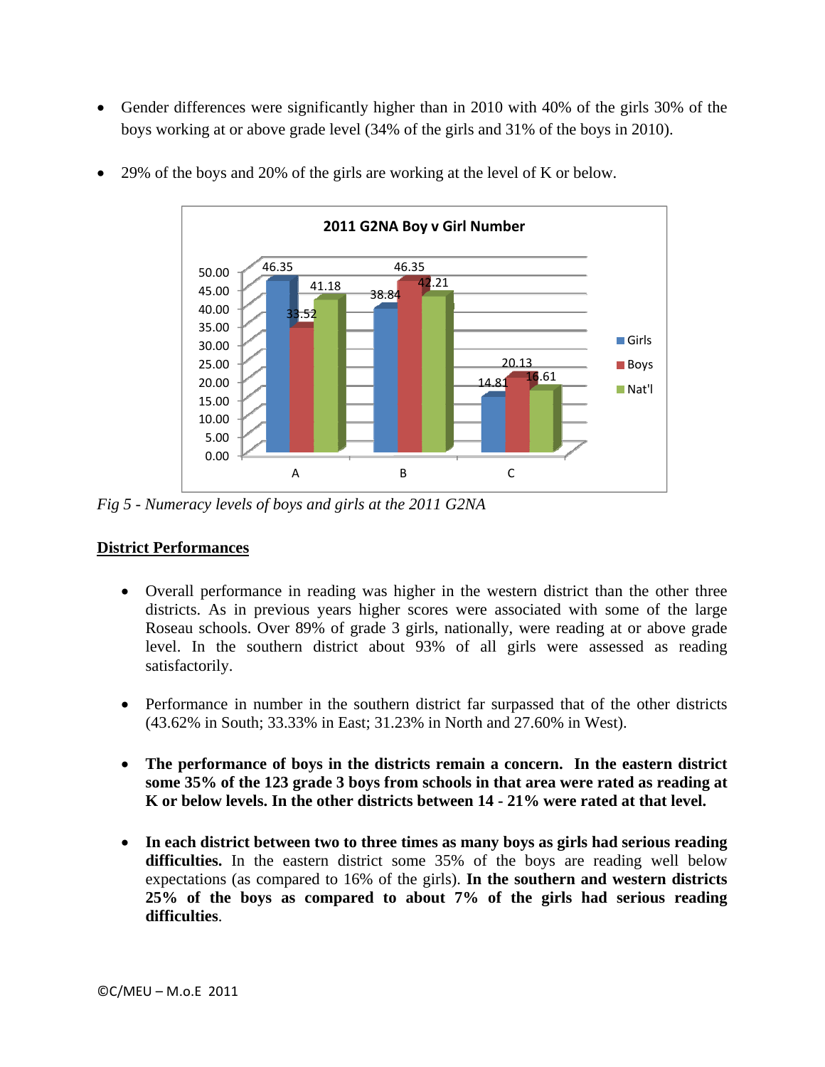- Gender differences were significantly higher than in 2010 with 40% of the girls 30% of the boys working at or above grade level (34% of the girls and 31% of the boys in 2010).

- 29% of the boys and 20% of the girls are working at the level of K or below.

**2011 G2NA Boy v Girl Number**

| | Girls | Boys | Nat'l |
|---|---|---|---|
| A | 46.35 | 33.52 | 41.18 |
| B | 38.84 | 46.35 | 42.21 |
| C | 14.81 | 20.13 | 16.61 |

*Fig 5 - Numeracy levels of boys and girls at the 2011 G2NA*

## District Performances

- Overall performance in reading was higher in the western district than the other three districts. As in previous years higher scores were associated with some of the large Roseau schools. Over 89% of grade 3 girls, nationally, were reading at or above grade level. In the southern district about 93% of all girls were assessed as reading satisfactorily.

- Performance in number in the southern district far surpassed that of the other districts (43.62% in South; 33.33% in East; 31.23% in North and 27.60% in West).

- **The performance of boys in the districts remain a concern. In the eastern district some 35% of the 123 grade 3 boys from schools in that area were rated as reading at K or below levels. In the other districts between 14 - 21% were rated at that level.**

- **In each district between two to three times as many boys as girls had serious reading difficulties.** In the eastern district some 35% of the boys are reading well below expectations (as compared to 16% of the girls). **In the southern and western districts 25% of the boys as compared to about 7% of the girls had serious reading difficulties**.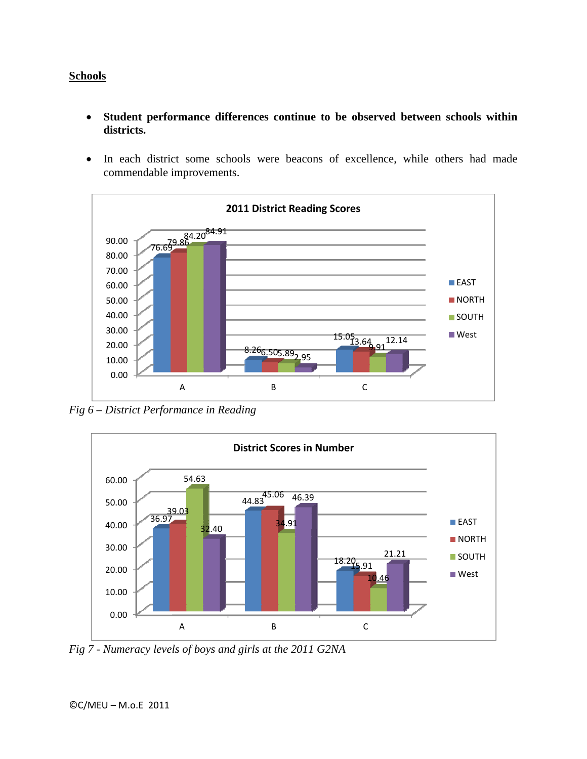## Schools

- **Student performance differences continue to be observed between schools within districts.**
- In each district some schools were beacons of excellence, while others had made commendable improvements.

**2011 District Reading Scores**

| | EAST | NORTH | SOUTH | West |
|---|---|---|---|---|
| A | 76.69 | 79.86 | 84.20 | 84.91 |
| B | 8.26 | 6.50 | 5.89 | 2.95 |
| C | 15.05 | 13.64 | 9.91 | 12.14 |

*Fig 6 – District Performance in Reading*

**District Scores in Number**

| | EAST | NORTH | SOUTH | West |
|---|---|---|---|---|
| A | 36.97 | 39.03 | 54.63 | 32.40 |
| B | 44.83 | 45.06 | 34.91 | 46.39 |
| C | 18.20 | 15.91 | 10.46 | 21.21 |

*Fig 7 - Numeracy levels of boys and girls at the 2011 G2NA*

©C/MEU – M.o.E 2011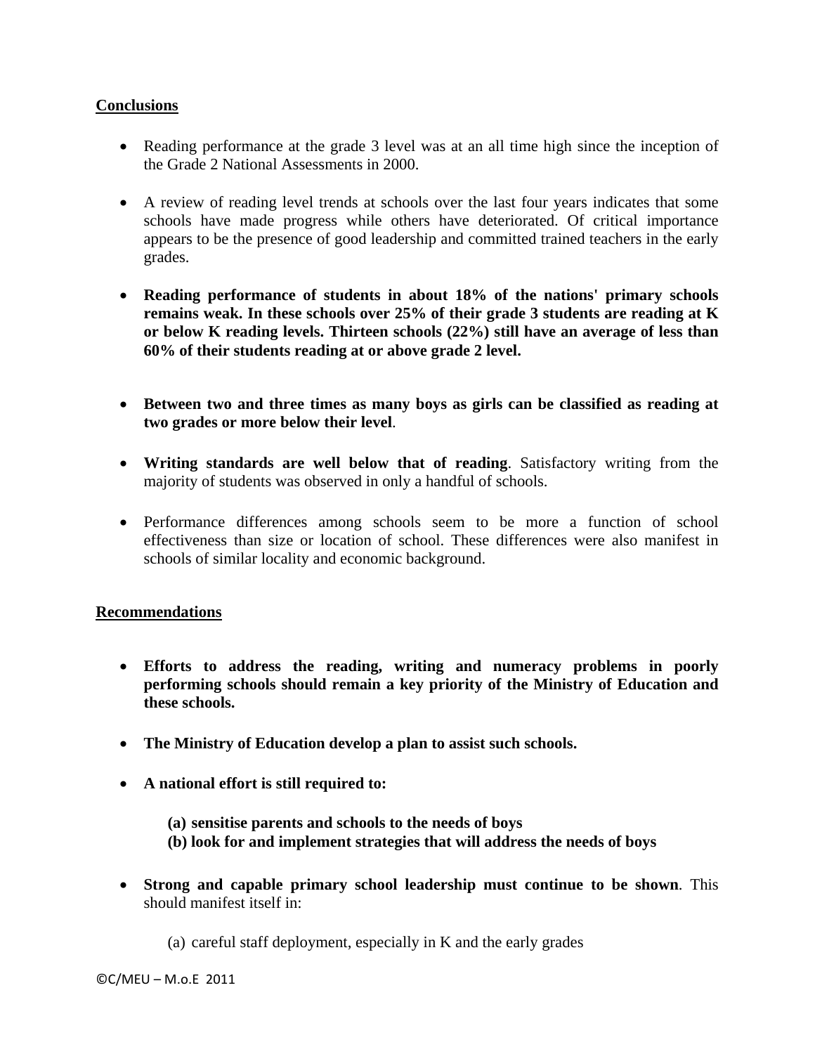## Conclusions

- Reading performance at the grade 3 level was at an all time high since the inception of the Grade 2 National Assessments in 2000.

- A review of reading level trends at schools over the last four years indicates that some schools have made progress while others have deteriorated. Of critical importance appears to be the presence of good leadership and committed trained teachers in the early grades.

- **Reading performance of students in about 18% of the nations' primary schools remains weak. In these schools over 25% of their grade 3 students are reading at K or below K reading levels. Thirteen schools (22%) still have an average of less than 60% of their students reading at or above grade 2 level.**

- **Between two and three times as many boys as girls can be classified as reading at two grades or more below their level**.

- **Writing standards are well below that of reading**. Satisfactory writing from the majority of students was observed in only a handful of schools.

- Performance differences among schools seem to be more a function of school effectiveness than size or location of school. These differences were also manifest in schools of similar locality and economic background.

## Recommendations

- **Efforts to address the reading, writing and numeracy problems in poorly performing schools should remain a key priority of the Ministry of Education and these schools.**

- **The Ministry of Education develop a plan to assist such schools.**

- **A national effort is still required to:**

  **(a) sensitise parents and schools to the needs of boys**
  **(b) look for and implement strategies that will address the needs of boys**

- **Strong and capable primary school leadership must continue to be shown**. This should manifest itself in:

  (a) careful staff deployment, especially in K and the early grades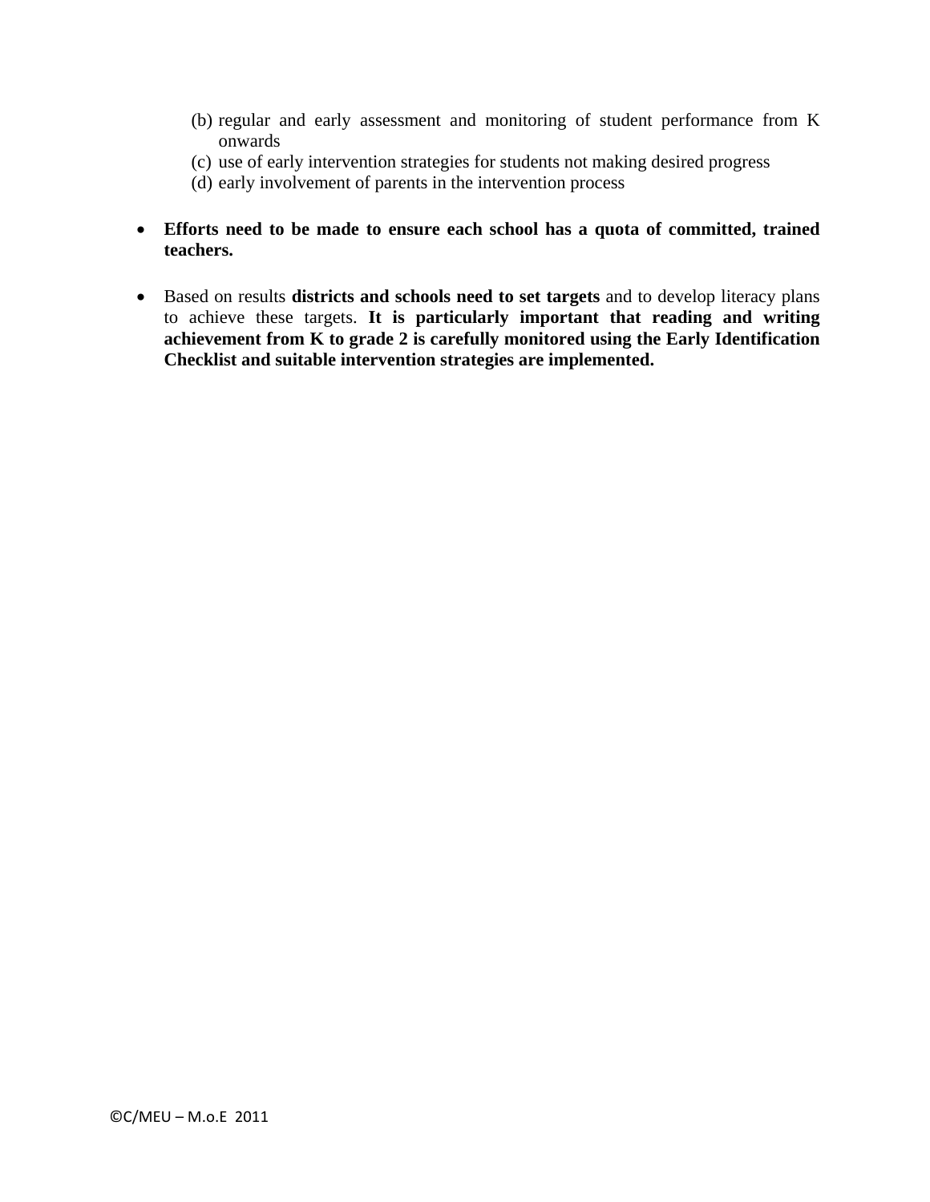(b) regular and early assessment and monitoring of student performance from K onwards
(c) use of early intervention strategies for students not making desired progress
(d) early involvement of parents in the intervention process

- **Efforts need to be made to ensure each school has a quota of committed, trained teachers.**

- Based on results **districts and schools need to set targets** and to develop literacy plans to achieve these targets. **It is particularly important that reading and writing achievement from K to grade 2 is carefully monitored using the Early Identification Checklist and suitable intervention strategies are implemented.**